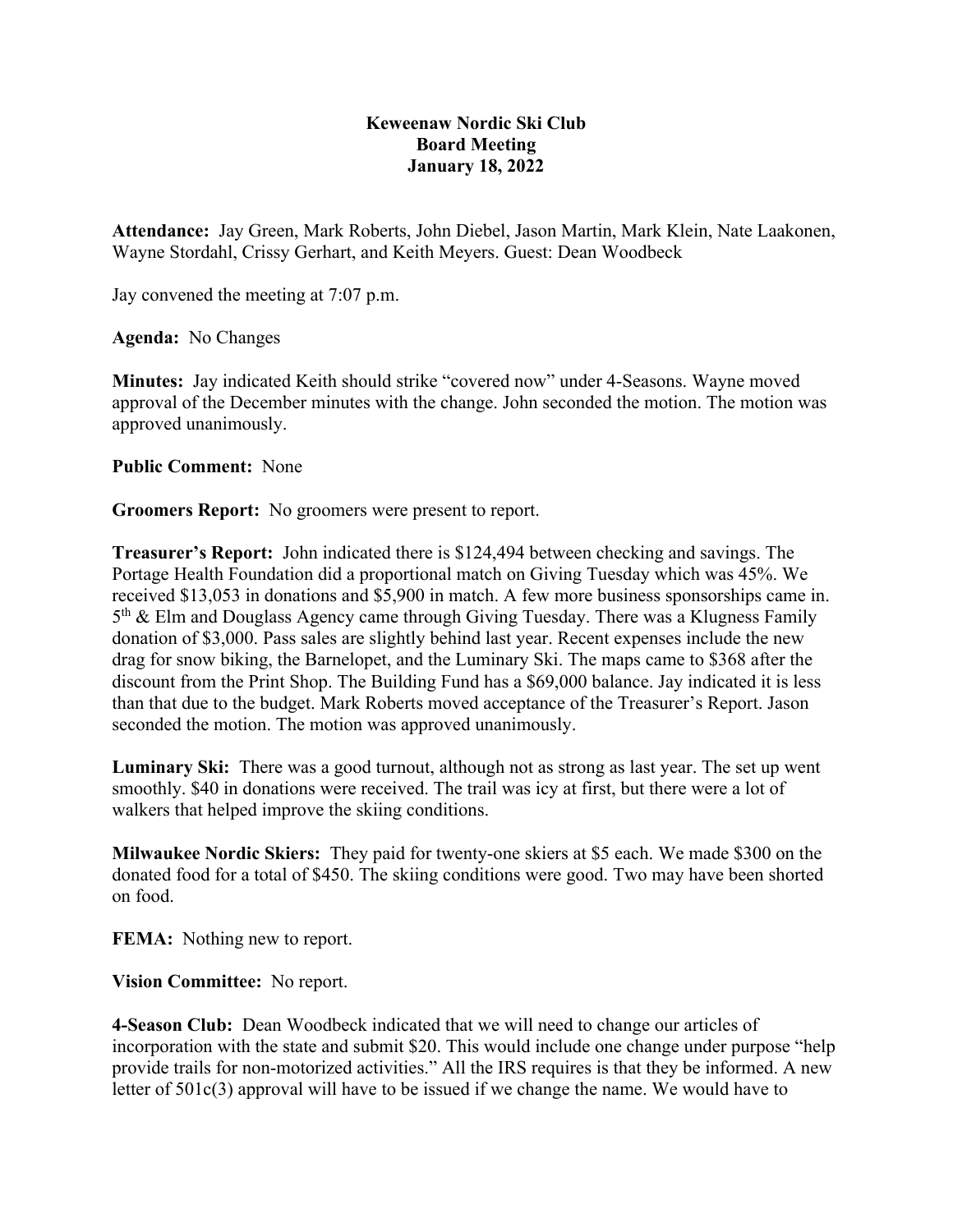**Keweenaw Nordic Ski Club**
**Board Meeting**
**January 18, 2022**

**Attendance:** Jay Green, Mark Roberts, John Diebel, Jason Martin, Mark Klein, Nate Laakonen, Wayne Stordahl, Crissy Gerhart, and Keith Meyers. Guest: Dean Woodbeck

Jay convened the meeting at 7:07 p.m.

**Agenda:** No Changes

**Minutes:** Jay indicated Keith should strike "covered now" under 4-Seasons. Wayne moved approval of the December minutes with the change. John seconded the motion. The motion was approved unanimously.

**Public Comment:** None

**Groomers Report:** No groomers were present to report.

**Treasurer's Report:** John indicated there is $124,494 between checking and savings. The Portage Health Foundation did a proportional match on Giving Tuesday which was 45%. We received $13,053 in donations and $5,900 in match. A few more business sponsorships came in. 5th & Elm and Douglass Agency came through Giving Tuesday. There was a Klugness Family donation of $3,000. Pass sales are slightly behind last year. Recent expenses include the new drag for snow biking, the Barnelopet, and the Luminary Ski. The maps came to $368 after the discount from the Print Shop. The Building Fund has a $69,000 balance. Jay indicated it is less than that due to the budget. Mark Roberts moved acceptance of the Treasurer's Report. Jason seconded the motion. The motion was approved unanimously.

**Luminary Ski:** There was a good turnout, although not as strong as last year. The set up went smoothly. $40 in donations were received. The trail was icy at first, but there were a lot of walkers that helped improve the skiing conditions.

**Milwaukee Nordic Skiers:** They paid for twenty-one skiers at $5 each. We made $300 on the donated food for a total of $450. The skiing conditions were good. Two may have been shorted on food.

**FEMA:** Nothing new to report.

**Vision Committee:** No report.

**4-Season Club:** Dean Woodbeck indicated that we will need to change our articles of incorporation with the state and submit $20. This would include one change under purpose "help provide trails for non-motorized activities." All the IRS requires is that they be informed. A new letter of 501c(3) approval will have to be issued if we change the name. We would have to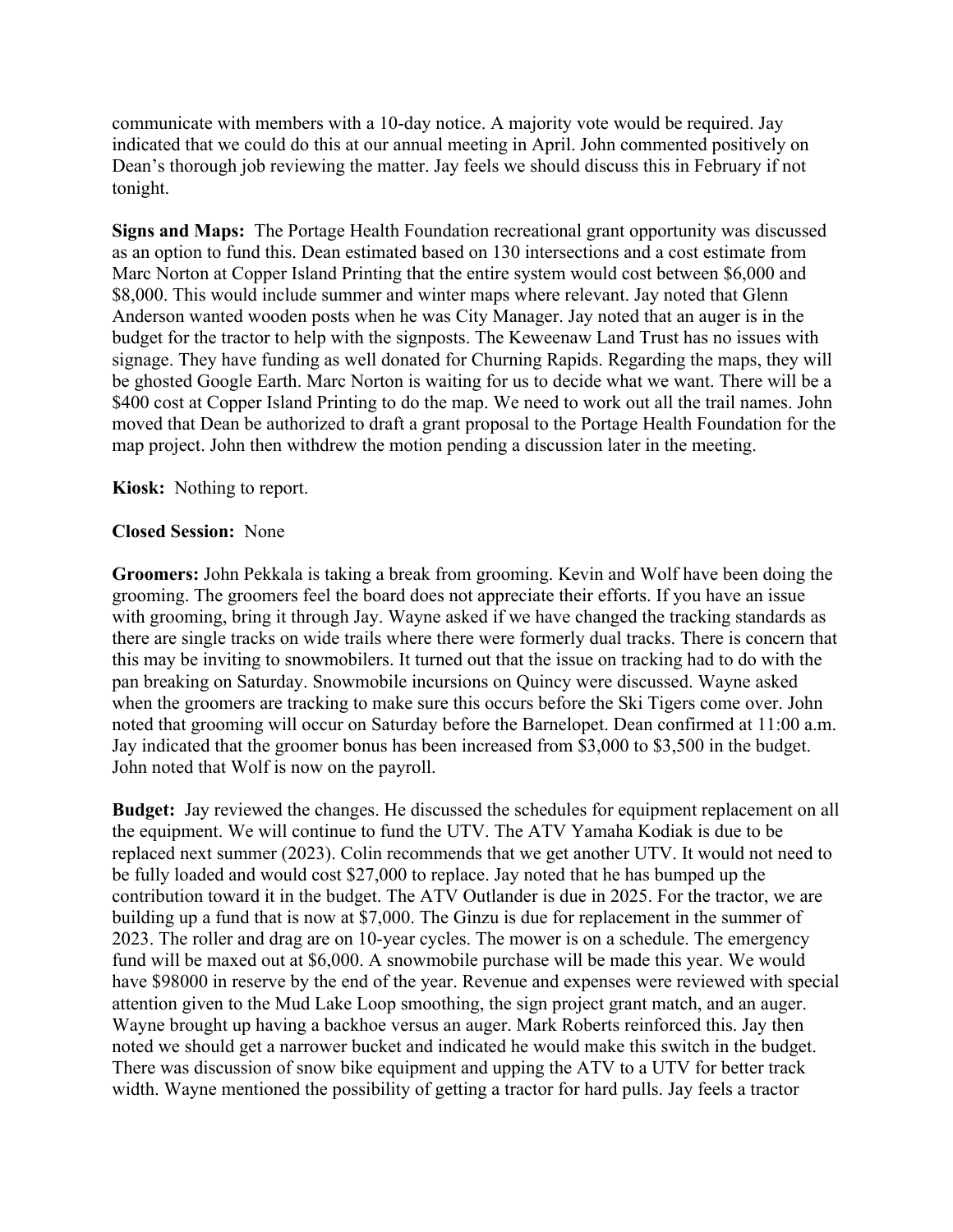communicate with members with a 10-day notice. A majority vote would be required. Jay indicated that we could do this at our annual meeting in April. John commented positively on Dean's thorough job reviewing the matter. Jay feels we should discuss this in February if not tonight.

**Signs and Maps:** The Portage Health Foundation recreational grant opportunity was discussed as an option to fund this. Dean estimated based on 130 intersections and a cost estimate from Marc Norton at Copper Island Printing that the entire system would cost between $6,000 and $8,000. This would include summer and winter maps where relevant. Jay noted that Glenn Anderson wanted wooden posts when he was City Manager. Jay noted that an auger is in the budget for the tractor to help with the signposts. The Keweenaw Land Trust has no issues with signage. They have funding as well donated for Churning Rapids. Regarding the maps, they will be ghosted Google Earth. Marc Norton is waiting for us to decide what we want. There will be a $400 cost at Copper Island Printing to do the map. We need to work out all the trail names. John moved that Dean be authorized to draft a grant proposal to the Portage Health Foundation for the map project. John then withdrew the motion pending a discussion later in the meeting.

**Kiosk:** Nothing to report.

**Closed Session:** None

**Groomers:** John Pekkala is taking a break from grooming. Kevin and Wolf have been doing the grooming. The groomers feel the board does not appreciate their efforts. If you have an issue with grooming, bring it through Jay. Wayne asked if we have changed the tracking standards as there are single tracks on wide trails where there were formerly dual tracks. There is concern that this may be inviting to snowmobilers. It turned out that the issue on tracking had to do with the pan breaking on Saturday. Snowmobile incursions on Quincy were discussed. Wayne asked when the groomers are tracking to make sure this occurs before the Ski Tigers come over. John noted that grooming will occur on Saturday before the Barnelopet. Dean confirmed at 11:00 a.m. Jay indicated that the groomer bonus has been increased from $3,000 to $3,500 in the budget. John noted that Wolf is now on the payroll.

**Budget:** Jay reviewed the changes. He discussed the schedules for equipment replacement on all the equipment. We will continue to fund the UTV. The ATV Yamaha Kodiak is due to be replaced next summer (2023). Colin recommends that we get another UTV. It would not need to be fully loaded and would cost $27,000 to replace. Jay noted that he has bumped up the contribution toward it in the budget. The ATV Outlander is due in 2025. For the tractor, we are building up a fund that is now at $7,000. The Ginzu is due for replacement in the summer of 2023. The roller and drag are on 10-year cycles. The mower is on a schedule. The emergency fund will be maxed out at $6,000. A snowmobile purchase will be made this year. We would have $98000 in reserve by the end of the year. Revenue and expenses were reviewed with special attention given to the Mud Lake Loop smoothing, the sign project grant match, and an auger. Wayne brought up having a backhoe versus an auger. Mark Roberts reinforced this. Jay then noted we should get a narrower bucket and indicated he would make this switch in the budget. There was discussion of snow bike equipment and upping the ATV to a UTV for better track width. Wayne mentioned the possibility of getting a tractor for hard pulls. Jay feels a tractor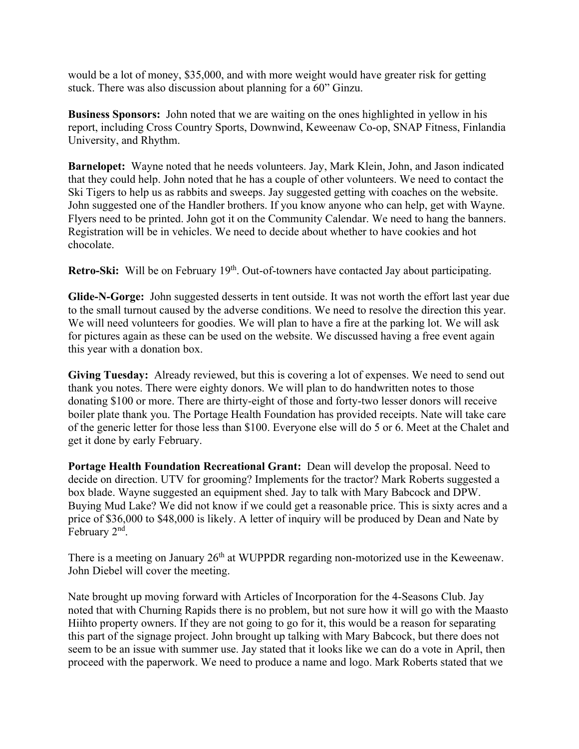would be a lot of money, $35,000, and with more weight would have greater risk for getting stuck. There was also discussion about planning for a 60" Ginzu.

**Business Sponsors:** John noted that we are waiting on the ones highlighted in yellow in his report, including Cross Country Sports, Downwind, Keweenaw Co-op, SNAP Fitness, Finlandia University, and Rhythm.

**Barnelopet:** Wayne noted that he needs volunteers. Jay, Mark Klein, John, and Jason indicated that they could help. John noted that he has a couple of other volunteers. We need to contact the Ski Tigers to help us as rabbits and sweeps. Jay suggested getting with coaches on the website. John suggested one of the Handler brothers. If you know anyone who can help, get with Wayne. Flyers need to be printed. John got it on the Community Calendar. We need to hang the banners. Registration will be in vehicles. We need to decide about whether to have cookies and hot chocolate.

**Retro-Ski:** Will be on February 19th. Out-of-towners have contacted Jay about participating.

**Glide-N-Gorge:** John suggested desserts in tent outside. It was not worth the effort last year due to the small turnout caused by the adverse conditions. We need to resolve the direction this year. We will need volunteers for goodies. We will plan to have a fire at the parking lot. We will ask for pictures again as these can be used on the website. We discussed having a free event again this year with a donation box.

**Giving Tuesday:** Already reviewed, but this is covering a lot of expenses. We need to send out thank you notes. There were eighty donors. We will plan to do handwritten notes to those donating $100 or more. There are thirty-eight of those and forty-two lesser donors will receive boiler plate thank you. The Portage Health Foundation has provided receipts. Nate will take care of the generic letter for those less than $100. Everyone else will do 5 or 6. Meet at the Chalet and get it done by early February.

**Portage Health Foundation Recreational Grant:** Dean will develop the proposal. Need to decide on direction. UTV for grooming? Implements for the tractor? Mark Roberts suggested a box blade. Wayne suggested an equipment shed. Jay to talk with Mary Babcock and DPW. Buying Mud Lake? We did not know if we could get a reasonable price. This is sixty acres and a price of $36,000 to $48,000 is likely. A letter of inquiry will be produced by Dean and Nate by February 2nd.

There is a meeting on January 26th at WUPPDR regarding non-motorized use in the Keweenaw. John Diebel will cover the meeting.

Nate brought up moving forward with Articles of Incorporation for the 4-Seasons Club. Jay noted that with Churning Rapids there is no problem, but not sure how it will go with the Maasto Hiihto property owners. If they are not going to go for it, this would be a reason for separating this part of the signage project. John brought up talking with Mary Babcock, but there does not seem to be an issue with summer use. Jay stated that it looks like we can do a vote in April, then proceed with the paperwork. We need to produce a name and logo. Mark Roberts stated that we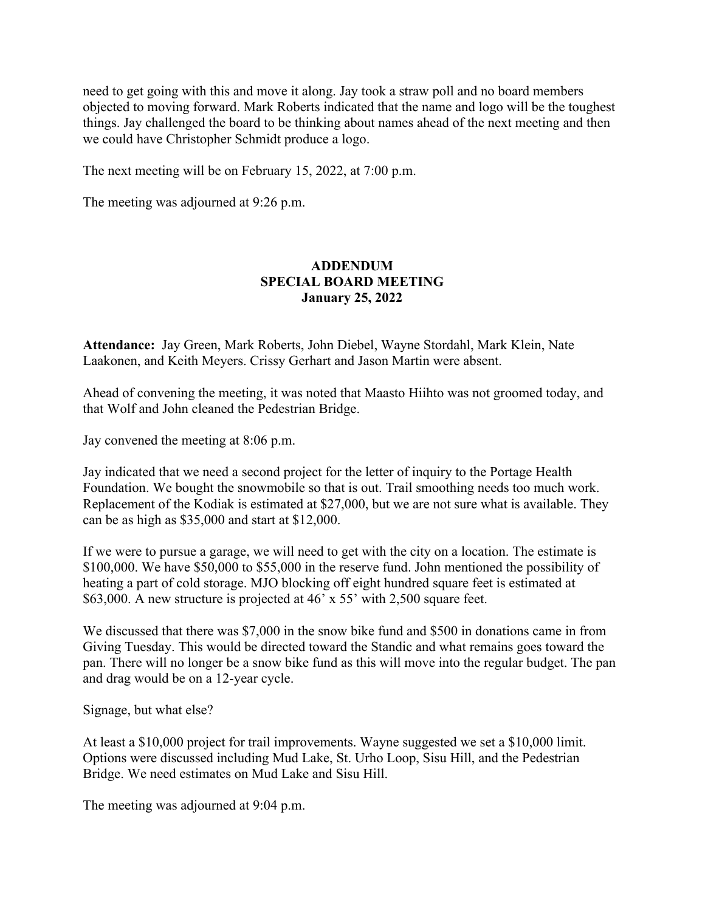need to get going with this and move it along. Jay took a straw poll and no board members objected to moving forward. Mark Roberts indicated that the name and logo will be the toughest things. Jay challenged the board to be thinking about names ahead of the next meeting and then we could have Christopher Schmidt produce a logo.

The next meeting will be on February 15, 2022, at 7:00 p.m.

The meeting was adjourned at 9:26 p.m.

**ADDENDUM**
**SPECIAL BOARD MEETING**
**January 25, 2022**

**Attendance:** Jay Green, Mark Roberts, John Diebel, Wayne Stordahl, Mark Klein, Nate Laakonen, and Keith Meyers. Crissy Gerhart and Jason Martin were absent.

Ahead of convening the meeting, it was noted that Maasto Hiihto was not groomed today, and that Wolf and John cleaned the Pedestrian Bridge.

Jay convened the meeting at 8:06 p.m.

Jay indicated that we need a second project for the letter of inquiry to the Portage Health Foundation. We bought the snowmobile so that is out. Trail smoothing needs too much work. Replacement of the Kodiak is estimated at $27,000, but we are not sure what is available. They can be as high as $35,000 and start at $12,000.

If we were to pursue a garage, we will need to get with the city on a location. The estimate is $100,000. We have $50,000 to $55,000 in the reserve fund. John mentioned the possibility of heating a part of cold storage. MJO blocking off eight hundred square feet is estimated at $63,000. A new structure is projected at 46' x 55' with 2,500 square feet.

We discussed that there was $7,000 in the snow bike fund and $500 in donations came in from Giving Tuesday. This would be directed toward the Standic and what remains goes toward the pan. There will no longer be a snow bike fund as this will move into the regular budget. The pan and drag would be on a 12-year cycle.

Signage, but what else?

At least a $10,000 project for trail improvements. Wayne suggested we set a $10,000 limit. Options were discussed including Mud Lake, St. Urho Loop, Sisu Hill, and the Pedestrian Bridge. We need estimates on Mud Lake and Sisu Hill.

The meeting was adjourned at 9:04 p.m.